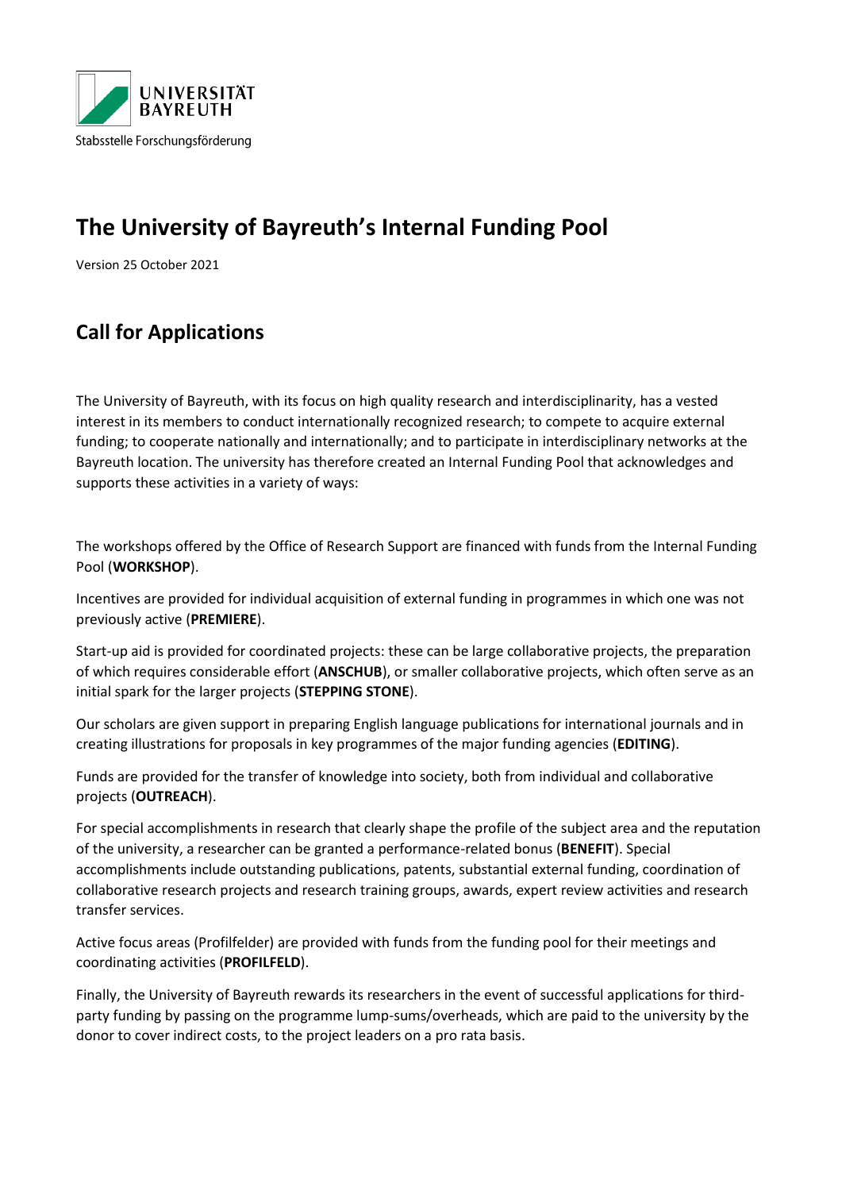UNIVERSITÄT BAYREUTH

Stabsstelle Forschungsförderung

# The University of Bayreuth's Internal Funding Pool

Version 25 October 2021

## Call for Applications

The University of Bayreuth, with its focus on high quality research and interdisciplinarity, has a vested interest in its members to conduct internationally recognized research; to compete to acquire external funding; to cooperate nationally and internationally; and to participate in interdisciplinary networks at the Bayreuth location. The university has therefore created an Internal Funding Pool that acknowledges and supports these activities in a variety of ways:

The workshops offered by the Office of Research Support are financed with funds from the Internal Funding Pool (**WORKSHOP**).

Incentives are provided for individual acquisition of external funding in programmes in which one was not previously active (**PREMIERE**).

Start-up aid is provided for coordinated projects: these can be large collaborative projects, the preparation of which requires considerable effort (**ANSCHUB**), or smaller collaborative projects, which often serve as an initial spark for the larger projects (**STEPPING STONE**).

Our scholars are given support in preparing English language publications for international journals and in creating illustrations for proposals in key programmes of the major funding agencies (**EDITING**).

Funds are provided for the transfer of knowledge into society, both from individual and collaborative projects (**OUTREACH**).

For special accomplishments in research that clearly shape the profile of the subject area and the reputation of the university, a researcher can be granted a performance-related bonus (**BENEFIT**). Special accomplishments include outstanding publications, patents, substantial external funding, coordination of collaborative research projects and research training groups, awards, expert review activities and research transfer services.

Active focus areas (Profilfelder) are provided with funds from the funding pool for their meetings and coordinating activities (**PROFILFELD**).

Finally, the University of Bayreuth rewards its researchers in the event of successful applications for third-party funding by passing on the programme lump-sums/overheads, which are paid to the university by the donor to cover indirect costs, to the project leaders on a pro rata basis.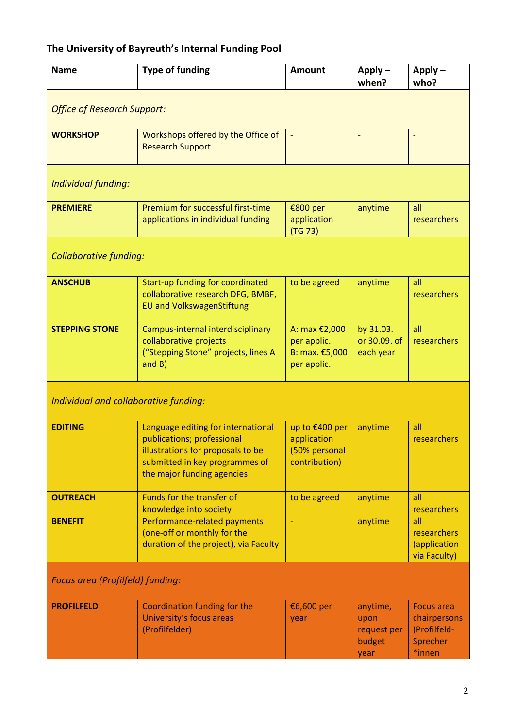## The University of Bayreuth's Internal Funding Pool

| Name | Type of funding | Amount | Apply – when? | Apply – who? |
|---|---|---|---|---|
| *Office of Research Support:* | | | | |
| **WORKSHOP** | Workshops offered by the Office of Research Support | - | - | - |
| *Individual funding:* | | | | |
| **PREMIERE** | Premium for successful first-time applications in individual funding | €800 per application (TG 73) | anytime | all researchers |
| *Collaborative funding:* | | | | |
| **ANSCHUB** | Start-up funding for coordinated collaborative research DFG, BMBF, EU and VolkswagenStiftung | to be agreed | anytime | all researchers |
| **STEPPING STONE** | Campus-internal interdisciplinary collaborative projects ("Stepping Stone" projects, lines A and B) | A: max €2,000 per applic. B: max. €5,000 per applic. | by 31.03. or 30.09. of each year | all researchers |
| *Individual and collaborative funding:* | | | | |
| **EDITING** | Language editing for international publications; professional illustrations for proposals to be submitted in key programmes of the major funding agencies | up to €400 per application (50% personal contribution) | anytime | all researchers |
| **OUTREACH** | Funds for the transfer of knowledge into society | to be agreed | anytime | all researchers |
| **BENEFIT** | Performance-related payments (one-off or monthly for the duration of the project), via Faculty | - | anytime | all researchers (application via Faculty) |
| *Focus area (Profilfeld) funding:* | | | | |
| **PROFILFELD** | Coordination funding for the University's focus areas (Profilfelder) | €6,600 per year | anytime, upon request per budget year | Focus area chairpersons (Profilfeld-Sprecher*innen |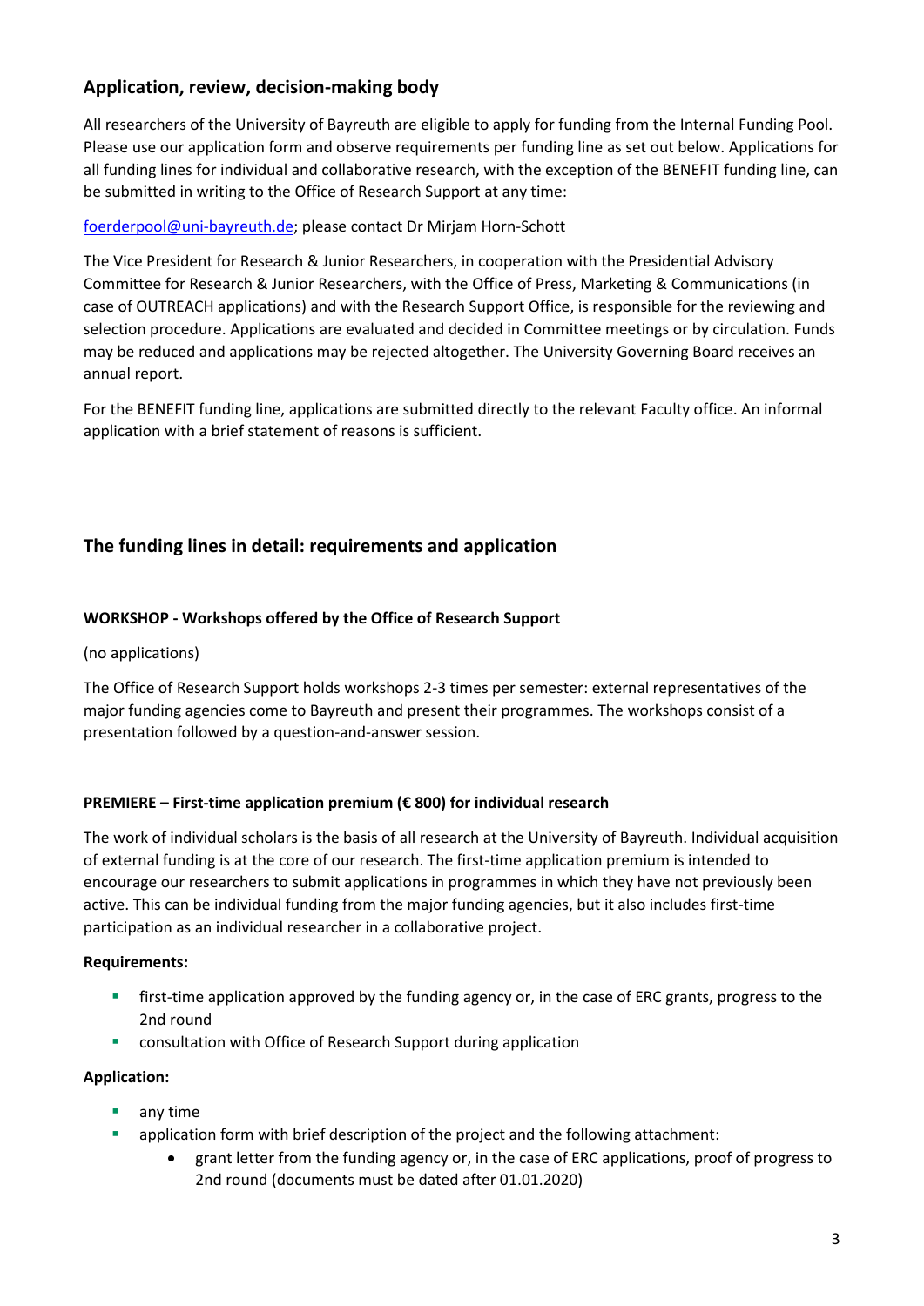## Application, review, decision-making body

All researchers of the University of Bayreuth are eligible to apply for funding from the Internal Funding Pool. Please use our application form and observe requirements per funding line as set out below. Applications for all funding lines for individual and collaborative research, with the exception of the BENEFIT funding line, can be submitted in writing to the Office of Research Support at any time:

foerderpool@uni-bayreuth.de; please contact Dr Mirjam Horn-Schott

The Vice President for Research & Junior Researchers, in cooperation with the Presidential Advisory Committee for Research & Junior Researchers, with the Office of Press, Marketing & Communications (in case of OUTREACH applications) and with the Research Support Office, is responsible for the reviewing and selection procedure. Applications are evaluated and decided in Committee meetings or by circulation. Funds may be reduced and applications may be rejected altogether. The University Governing Board receives an annual report.

For the BENEFIT funding line, applications are submitted directly to the relevant Faculty office. An informal application with a brief statement of reasons is sufficient.

## The funding lines in detail: requirements and application

### WORKSHOP - Workshops offered by the Office of Research Support

(no applications)

The Office of Research Support holds workshops 2-3 times per semester: external representatives of the major funding agencies come to Bayreuth and present their programmes. The workshops consist of a presentation followed by a question-and-answer session.

### PREMIERE – First-time application premium (€ 800) for individual research

The work of individual scholars is the basis of all research at the University of Bayreuth. Individual acquisition of external funding is at the core of our research. The first-time application premium is intended to encourage our researchers to submit applications in programmes in which they have not previously been active. This can be individual funding from the major funding agencies, but it also includes first-time participation as an individual researcher in a collaborative project.

**Requirements:**

- first-time application approved by the funding agency or, in the case of ERC grants, progress to the 2nd round
- consultation with Office of Research Support during application

**Application:**

- any time
- application form with brief description of the project and the following attachment:
  - grant letter from the funding agency or, in the case of ERC applications, proof of progress to 2nd round (documents must be dated after 01.01.2020)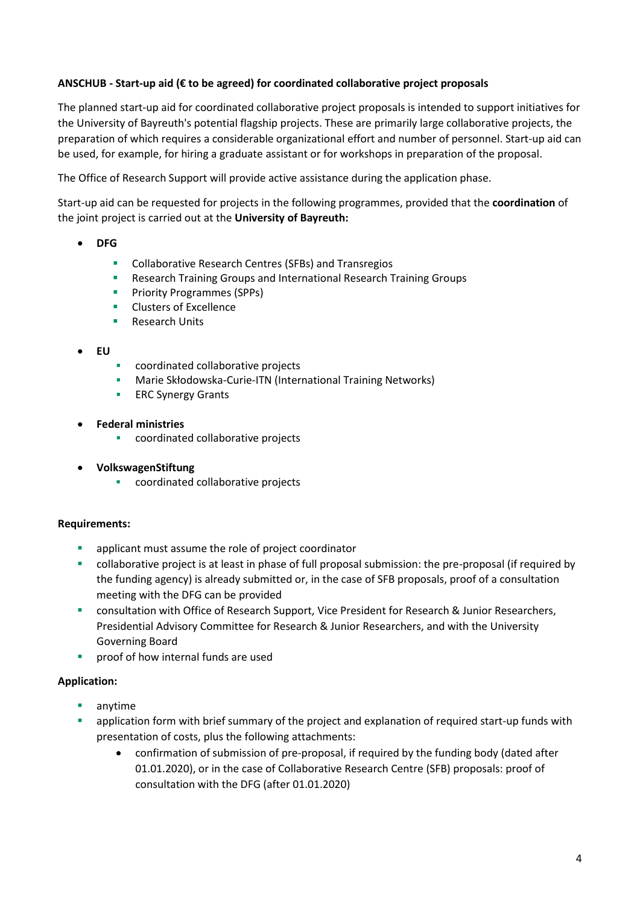**ANSCHUB - Start-up aid (€ to be agreed) for coordinated collaborative project proposals**

The planned start-up aid for coordinated collaborative project proposals is intended to support initiatives for the University of Bayreuth's potential flagship projects. These are primarily large collaborative projects, the preparation of which requires a considerable organizational effort and number of personnel. Start-up aid can be used, for example, for hiring a graduate assistant or for workshops in preparation of the proposal.

The Office of Research Support will provide active assistance during the application phase.

Start-up aid can be requested for projects in the following programmes, provided that the **coordination** of the joint project is carried out at the **University of Bayreuth:**

- **DFG**
  - Collaborative Research Centres (SFBs) and Transregios
  - Research Training Groups and International Research Training Groups
  - Priority Programmes (SPPs)
  - Clusters of Excellence
  - Research Units
- **EU**
  - coordinated collaborative projects
  - Marie Skłodowska-Curie-ITN (International Training Networks)
  - ERC Synergy Grants
- **Federal ministries**
  - coordinated collaborative projects
- **VolkswagenStiftung**
  - coordinated collaborative projects

**Requirements:**

- applicant must assume the role of project coordinator
- collaborative project is at least in phase of full proposal submission: the pre-proposal (if required by the funding agency) is already submitted or, in the case of SFB proposals, proof of a consultation meeting with the DFG can be provided
- consultation with Office of Research Support, Vice President for Research & Junior Researchers, Presidential Advisory Committee for Research & Junior Researchers, and with the University Governing Board
- proof of how internal funds are used

**Application:**

- anytime
- application form with brief summary of the project and explanation of required start-up funds with presentation of costs, plus the following attachments:
  - confirmation of submission of pre-proposal, if required by the funding body (dated after 01.01.2020), or in the case of Collaborative Research Centre (SFB) proposals: proof of consultation with the DFG (after 01.01.2020)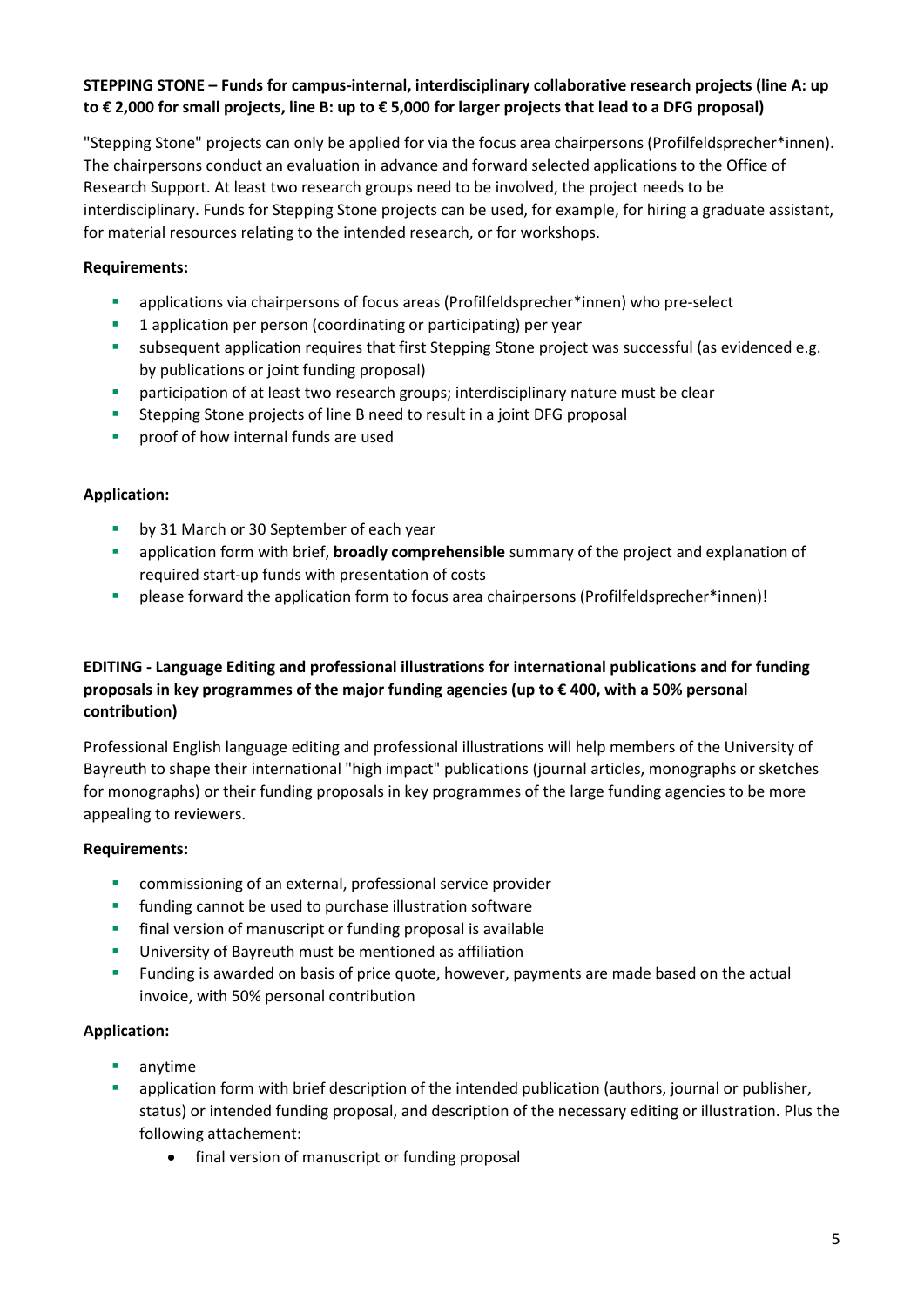**STEPPING STONE – Funds for campus-internal, interdisciplinary collaborative research projects (line A: up to € 2,000 for small projects, line B: up to € 5,000 for larger projects that lead to a DFG proposal)**

"Stepping Stone" projects can only be applied for via the focus area chairpersons (Profilfeldsprecher*innen). The chairpersons conduct an evaluation in advance and forward selected applications to the Office of Research Support. At least two research groups need to be involved, the project needs to be interdisciplinary. Funds for Stepping Stone projects can be used, for example, for hiring a graduate assistant, for material resources relating to the intended research, or for workshops.

**Requirements:**

- applications via chairpersons of focus areas (Profilfeldsprecher*innen) who pre-select
- 1 application per person (coordinating or participating) per year
- subsequent application requires that first Stepping Stone project was successful (as evidenced e.g. by publications or joint funding proposal)
- participation of at least two research groups; interdisciplinary nature must be clear
- Stepping Stone projects of line B need to result in a joint DFG proposal
- proof of how internal funds are used

**Application:**

- by 31 March or 30 September of each year
- application form with brief, **broadly comprehensible** summary of the project and explanation of required start-up funds with presentation of costs
- please forward the application form to focus area chairpersons (Profilfeldsprecher*innen)!

**EDITING - Language Editing and professional illustrations for international publications and for funding proposals in key programmes of the major funding agencies (up to € 400, with a 50% personal contribution)**

Professional English language editing and professional illustrations will help members of the University of Bayreuth to shape their international "high impact" publications (journal articles, monographs or sketches for monographs) or their funding proposals in key programmes of the large funding agencies to be more appealing to reviewers.

**Requirements:**

- commissioning of an external, professional service provider
- funding cannot be used to purchase illustration software
- final version of manuscript or funding proposal is available
- University of Bayreuth must be mentioned as affiliation
- Funding is awarded on basis of price quote, however, payments are made based on the actual invoice, with 50% personal contribution

**Application:**

- anytime
- application form with brief description of the intended publication (authors, journal or publisher, status) or intended funding proposal, and description of the necessary editing or illustration. Plus the following attachement:
    - final version of manuscript or funding proposal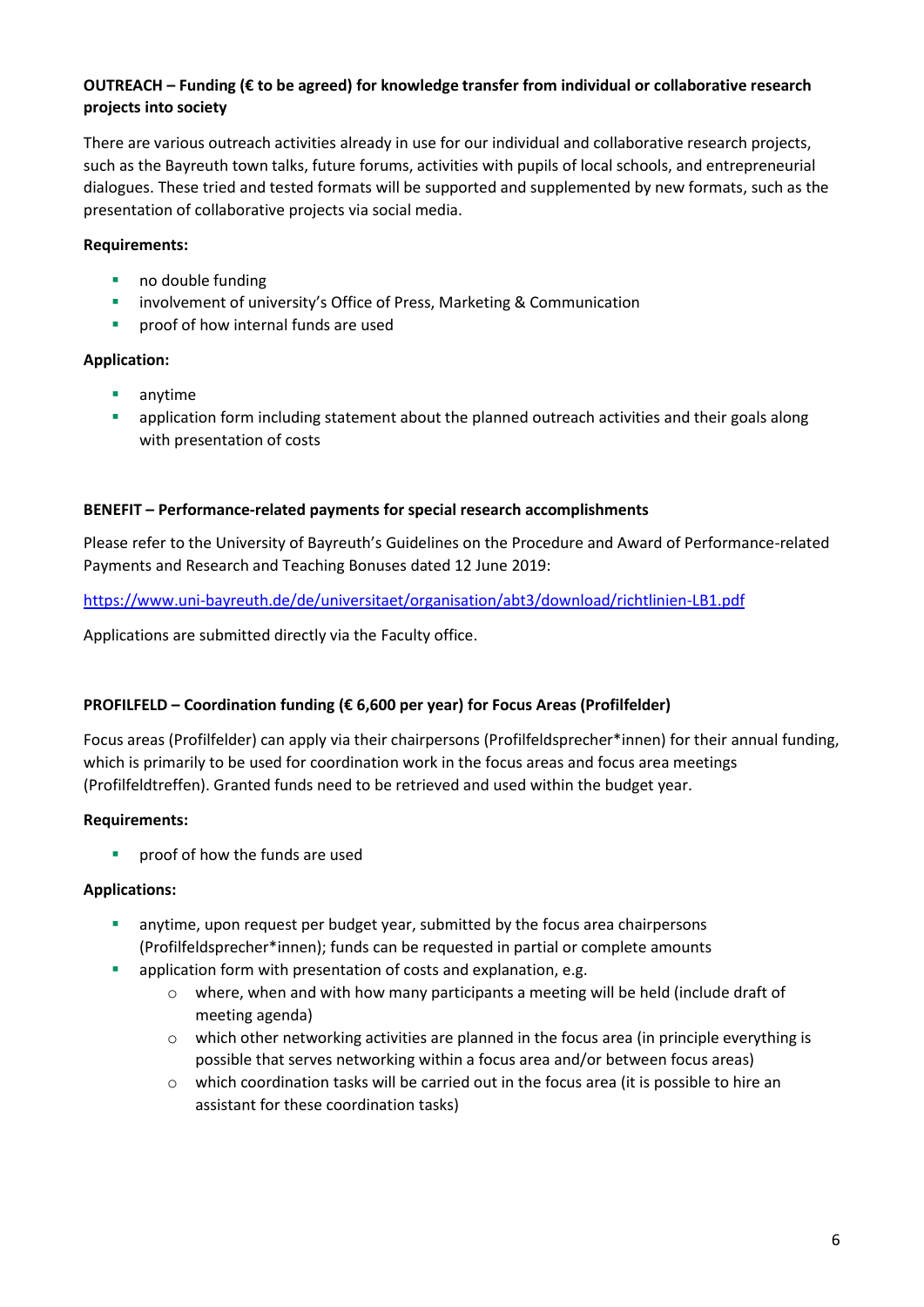**OUTREACH – Funding (€ to be agreed) for knowledge transfer from individual or collaborative research projects into society**

There are various outreach activities already in use for our individual and collaborative research projects, such as the Bayreuth town talks, future forums, activities with pupils of local schools, and entrepreneurial dialogues. These tried and tested formats will be supported and supplemented by new formats, such as the presentation of collaborative projects via social media.

**Requirements:**

- no double funding
- involvement of university's Office of Press, Marketing & Communication
- proof of how internal funds are used

**Application:**

- anytime
- application form including statement about the planned outreach activities and their goals along with presentation of costs

**BENEFIT – Performance-related payments for special research accomplishments**

Please refer to the University of Bayreuth's Guidelines on the Procedure and Award of Performance-related Payments and Research and Teaching Bonuses dated 12 June 2019:

https://www.uni-bayreuth.de/de/universitaet/organisation/abt3/download/richtlinien-LB1.pdf

Applications are submitted directly via the Faculty office.

**PROFILFELD – Coordination funding (€ 6,600 per year) for Focus Areas (Profilfelder)**

Focus areas (Profilfelder) can apply via their chairpersons (Profilfeldsprecher*innen) for their annual funding, which is primarily to be used for coordination work in the focus areas and focus area meetings (Profilfeldtreffen). Granted funds need to be retrieved and used within the budget year.

**Requirements:**

- proof of how the funds are used

**Applications:**

- anytime, upon request per budget year, submitted by the focus area chairpersons (Profilfeldsprecher*innen); funds can be requested in partial or complete amounts
- application form with presentation of costs and explanation, e.g.
    - where, when and with how many participants a meeting will be held (include draft of meeting agenda)
    - which other networking activities are planned in the focus area (in principle everything is possible that serves networking within a focus area and/or between focus areas)
    - which coordination tasks will be carried out in the focus area (it is possible to hire an assistant for these coordination tasks)